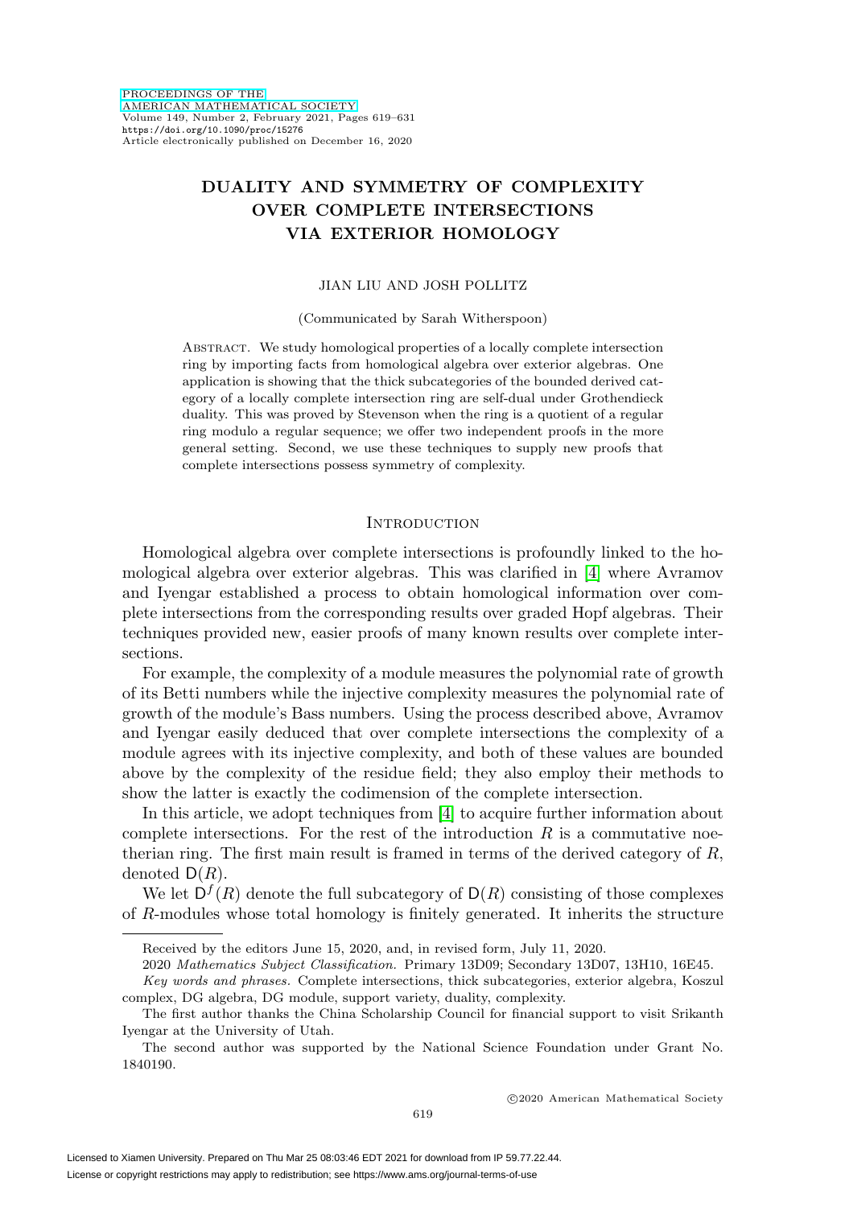# DUALITY AND SYMMETRY OF COMPLEXITY OVER COMPLETE INTERSECTIONS VIA EXTERIOR HOMOLOGY

JIAN LIU AND JOSH POLLITZ

(Communicated by Sarah Witherspoon)

Abstract. We study homological properties of a locally complete intersection ring by importing facts from homological algebra over exterior algebras. One application is showing that the thick subcategories of the bounded derived category of a locally complete intersection ring are self-dual under Grothendieck duality. This was proved by Stevenson when the ring is a quotient of a regular ring modulo a regular sequence; we offer two independent proofs in the more general setting. Second, we use these techniques to supply new proofs that complete intersections possess symmetry of complexity.

## Introduction

Homological algebra over complete intersections is profoundly linked to the homological algebra over exterior algebras. This was clarified in [4] where Avramov and Iyengar established a process to obtain homological information over complete intersections from the corresponding results over graded Hopf algebras. Their techniques provided new, easier proofs of many known results over complete intersections.

For example, the complexity of a module measures the polynomial rate of growth of its Betti numbers while the injective complexity measures the polynomial rate of growth of the module's Bass numbers. Using the process described above, Avramov and Iyengar easily deduced that over complete intersections the complexity of a module agrees with its injective complexity, and both of these values are bounded above by the complexity of the residue field; they also employ their methods to show the latter is exactly the codimension of the complete intersection.

In this article, we adopt techniques from [4] to acquire further information about complete intersections. For the rest of the introduction $R$ is a commutative noetherian ring. The first main result is framed in terms of the derived category of $R$, denoted $\mathsf{D}(R)$.

We let $\mathsf{D}^f(R)$ denote the full subcategory of $\mathsf{D}(R)$ consisting of those complexes of $R$-modules whose total homology is finitely generated. It inherits the structure

---

Received by the editors June 15, 2020, and, in revised form, July 11, 2020.

2020 *Mathematics Subject Classification.* Primary 13D09; Secondary 13D07, 13H10, 16E45.

*Key words and phrases.* Complete intersections, thick subcategories, exterior algebra, Koszul complex, DG algebra, DG module, support variety, duality, complexity.

The first author thanks the China Scholarship Council for financial support to visit Srikanth Iyengar at the University of Utah.

The second author was supported by the National Science Foundation under Grant No. 1840190.

©2020 American Mathematical Society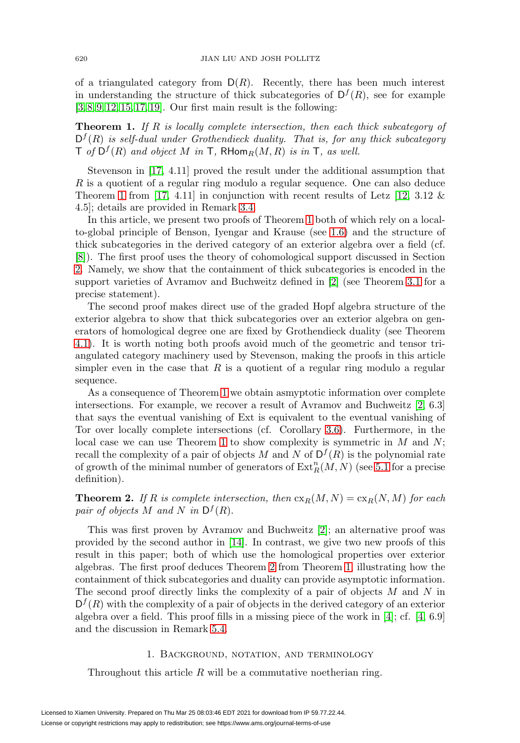of a triangulated category from $\mathsf{D}(R)$. Recently, there has been much interest in understanding the structure of thick subcategories of $\mathsf{D}^f(R)$, see for example [3, 8, 9, 12, 15, 17, 19]. Our first main result is the following:

**Theorem 1.** *If $R$ is locally complete intersection, then each thick subcategory of $\mathsf{D}^f(R)$ is self-dual under Grothendieck duality. That is, for any thick subcategory $\mathsf{T}$ of $\mathsf{D}^f(R)$ and object $M$ in $\mathsf{T}$, $\mathsf{RHom}_R(M,R)$ is in $\mathsf{T}$, as well.*

Stevenson in [17, 4.11] proved the result under the additional assumption that $R$ is a quotient of a regular ring modulo a regular sequence. One can also deduce Theorem 1 from [17, 4.11] in conjunction with recent results of Letz [12, 3.12 & 4.5]; details are provided in Remark 3.4.

In this article, we present two proofs of Theorem 1 both of which rely on a local-to-global principle of Benson, Iyengar and Krause (see 1.6) and the structure of thick subcategories in the derived category of an exterior algebra over a field (cf. [8]). The first proof uses the theory of cohomological support discussed in Section 2. Namely, we show that the containment of thick subcategories is encoded in the support varieties of Avramov and Buchweitz defined in [2] (see Theorem 3.1 for a precise statement).

The second proof makes direct use of the graded Hopf algebra structure of the exterior algebra to show that thick subcategories over an exterior algebra on generators of homological degree one are fixed by Grothendieck duality (see Theorem 4.1). It is worth noting both proofs avoid much of the geometric and tensor triangulated category machinery used by Stevenson, making the proofs in this article simpler even in the case that $R$ is a quotient of a regular ring modulo a regular sequence.

As a consequence of Theorem 1 we obtain asymptotic information over complete intersections. For example, we recover a result of Avramov and Buchweitz [2, 6.3] that says the eventual vanishing of Ext is equivalent to the eventual vanishing of Tor over locally complete intersections (cf. Corollary 3.6). Furthermore, in the local case we can use Theorem 1 to show complexity is symmetric in $M$ and $N$; recall the complexity of a pair of objects $M$ and $N$ of $\mathsf{D}^f(R)$ is the polynomial rate of growth of the minimal number of generators of $\operatorname{Ext}^n_R(M,N)$ (see 5.1 for a precise definition).

**Theorem 2.** *If $R$ is complete intersection, then $\operatorname{cx}_R(M,N) = \operatorname{cx}_R(N,M)$ for each pair of objects $M$ and $N$ in $\mathsf{D}^f(R)$.*

This was first proven by Avramov and Buchweitz [2]; an alternative proof was provided by the second author in [14]. In contrast, we give two new proofs of this result in this paper; both of which use the homological properties over exterior algebras. The first proof deduces Theorem 2 from Theorem 1, illustrating how the containment of thick subcategories and duality can provide asymptotic information. The second proof directly links the complexity of a pair of objects $M$ and $N$ in $\mathsf{D}^f(R)$ with the complexity of a pair of objects in the derived category of an exterior algebra over a field. This proof fills in a missing piece of the work in [4]; cf. [4, 6.9] and the discussion in Remark 5.4.

## 1. Background, notation, and terminology

Throughout this article $R$ will be a commutative noetherian ring.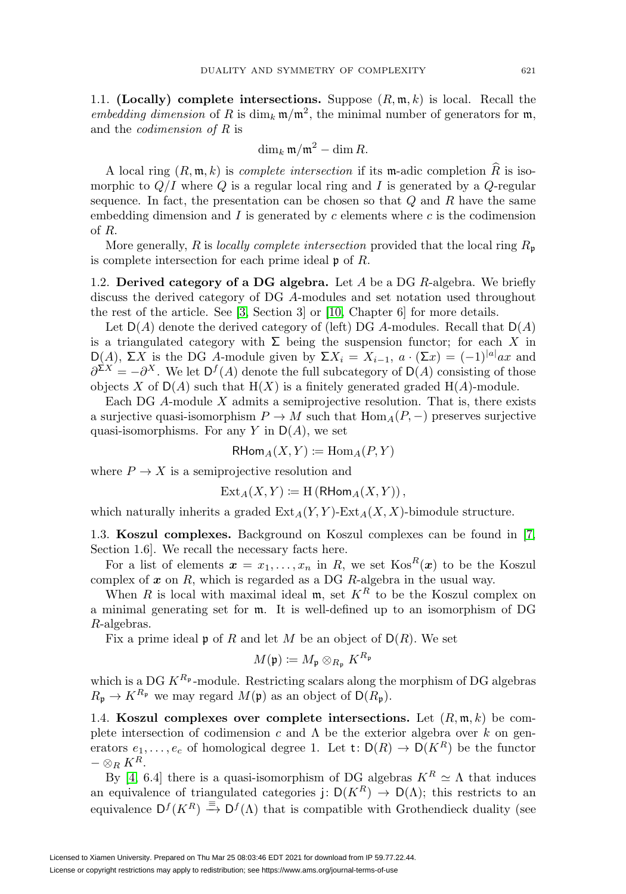1.1. **(Locally) complete intersections.** Suppose $(R, \mathfrak{m}, k)$ is local. Recall the *embedding dimension* of $R$ is $\dim_k \mathfrak{m}/\mathfrak{m}^2$, the minimal number of generators for $\mathfrak{m}$, and the *codimension of* $R$ is

$$\dim_k \mathfrak{m}/\mathfrak{m}^2 - \dim R.$$

A local ring $(R, \mathfrak{m}, k)$ is *complete intersection* if its $\mathfrak{m}$-adic completion $\widehat{R}$ is isomorphic to $Q/I$ where $Q$ is a regular local ring and $I$ is generated by a $Q$-regular sequence. In fact, the presentation can be chosen so that $Q$ and $R$ have the same embedding dimension and $I$ is generated by $c$ elements where $c$ is the codimension of $R$.

More generally, $R$ is *locally complete intersection* provided that the local ring $R_\mathfrak{p}$ is complete intersection for each prime ideal $\mathfrak{p}$ of $R$.

1.2. **Derived category of a DG algebra.** Let $A$ be a DG $R$-algebra. We briefly discuss the derived category of DG $A$-modules and set notation used throughout the rest of the article. See [3, Section 3] or [10, Chapter 6] for more details.

Let $\mathsf{D}(A)$ denote the derived category of (left) DG $A$-modules. Recall that $\mathsf{D}(A)$ is a triangulated category with $\Sigma$ being the suspension functor; for each $X$ in $\mathsf{D}(A)$, $\Sigma X$ is the DG $A$-module given by $\Sigma X_i = X_{i-1}$, $a \cdot (\Sigma x) = (-1)^{|a|} ax$ and $\partial^{\Sigma X} = -\partial^X$. We let $\mathsf{D}^f(A)$ denote the full subcategory of $\mathsf{D}(A)$ consisting of those objects $X$ of $\mathsf{D}(A)$ such that $\mathrm{H}(X)$ is a finitely generated graded $\mathrm{H}(A)$-module.

Each DG $A$-module $X$ admits a semiprojective resolution. That is, there exists a surjective quasi-isomorphism $P \to M$ such that $\mathrm{Hom}_A(P, -)$ preserves surjective quasi-isomorphisms. For any $Y$ in $\mathsf{D}(A)$, we set

$$\mathsf{RHom}_A(X, Y) := \mathrm{Hom}_A(P, Y)$$

where $P \to X$ is a semiprojective resolution and

$$\mathrm{Ext}_A(X, Y) := \mathrm{H}\left(\mathsf{RHom}_A(X, Y)\right),$$

which naturally inherits a graded $\mathrm{Ext}_A(Y, Y)$-$\mathrm{Ext}_A(X, X)$-bimodule structure.

1.3. **Koszul complexes.** Background on Koszul complexes can be found in [7, Section 1.6]. We recall the necessary facts here.

For a list of elements $\boldsymbol{x} = x_1, \ldots, x_n$ in $R$, we set $\mathrm{Kos}^R(\boldsymbol{x})$ to be the Koszul complex of $\boldsymbol{x}$ on $R$, which is regarded as a DG $R$-algebra in the usual way.

When $R$ is local with maximal ideal $\mathfrak{m}$, set $K^R$ to be the Koszul complex on a minimal generating set for $\mathfrak{m}$. It is well-defined up to an isomorphism of DG $R$-algebras.

Fix a prime ideal $\mathfrak{p}$ of $R$ and let $M$ be an object of $\mathsf{D}(R)$. We set

$$M(\mathfrak{p}) := M_\mathfrak{p} \otimes_{R_\mathfrak{p}} K^{R_\mathfrak{p}}$$

which is a DG $K^{R_\mathfrak{p}}$-module. Restricting scalars along the morphism of DG algebras $R_\mathfrak{p} \to K^{R_\mathfrak{p}}$ we may regard $M(\mathfrak{p})$ as an object of $\mathsf{D}(R_\mathfrak{p})$.

1.4. **Koszul complexes over complete intersections.** Let $(R, \mathfrak{m}, k)$ be complete intersection of codimension $c$ and $\Lambda$ be the exterior algebra over $k$ on generators $e_1, \ldots, e_c$ of homological degree 1. Let $\mathsf{t}\colon \mathsf{D}(R) \to \mathsf{D}(K^R)$ be the functor $- \otimes_R K^R$.

By [4, 6.4] there is a quasi-isomorphism of DG algebras $K^R \simeq \Lambda$ that induces an equivalence of triangulated categories $\mathsf{j}\colon \mathsf{D}(K^R) \to \mathsf{D}(\Lambda)$; this restricts to an equivalence $\mathsf{D}^f(K^R) \xrightarrow{\equiv} \mathsf{D}^f(\Lambda)$ that is compatible with Grothendieck duality (see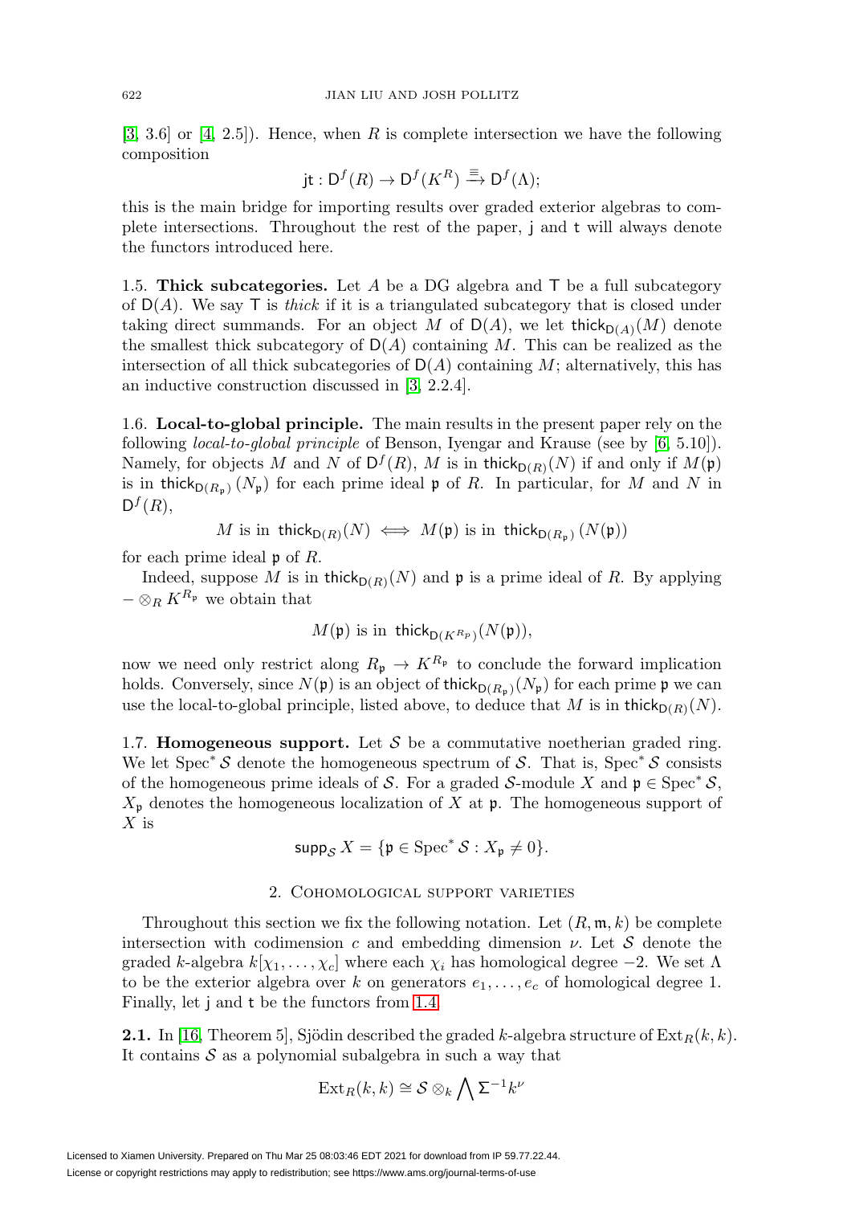[3, 3.6] or [4, 2.5]). Hence, when $R$ is complete intersection we have the following composition

$$\mathsf{jt} : \mathsf{D}^f(R) \to \mathsf{D}^f(K^R) \xrightarrow{\equiv} \mathsf{D}^f(\Lambda);$$

this is the main bridge for importing results over graded exterior algebras to complete intersections. Throughout the rest of the paper, $\mathsf{j}$ and $\mathsf{t}$ will always denote the functors introduced here.

1.5. **Thick subcategories.** Let $A$ be a DG algebra and $\mathsf{T}$ be a full subcategory of $\mathsf{D}(A)$. We say $\mathsf{T}$ is *thick* if it is a triangulated subcategory that is closed under taking direct summands. For an object $M$ of $\mathsf{D}(A)$, we let $\mathsf{thick}_{\mathsf{D}(A)}(M)$ denote the smallest thick subcategory of $\mathsf{D}(A)$ containing $M$. This can be realized as the intersection of all thick subcategories of $\mathsf{D}(A)$ containing $M$; alternatively, this has an inductive construction discussed in [3, 2.2.4].

1.6. **Local-to-global principle.** The main results in the present paper rely on the following *local-to-global principle* of Benson, Iyengar and Krause (see by [6, 5.10]). Namely, for objects $M$ and $N$ of $\mathsf{D}^f(R)$, $M$ is in $\mathsf{thick}_{\mathsf{D}(R)}(N)$ if and only if $M(\mathfrak{p})$ is in $\mathsf{thick}_{\mathsf{D}(R_\mathfrak{p})}(N_\mathfrak{p})$ for each prime ideal $\mathfrak{p}$ of $R$. In particular, for $M$ and $N$ in $\mathsf{D}^f(R)$,

$$M \text{ is in } \mathsf{thick}_{\mathsf{D}(R)}(N) \iff M(\mathfrak{p}) \text{ is in } \mathsf{thick}_{\mathsf{D}(R_\mathfrak{p})}(N(\mathfrak{p}))$$

for each prime ideal $\mathfrak{p}$ of $R$.

Indeed, suppose $M$ is in $\mathsf{thick}_{\mathsf{D}(R)}(N)$ and $\mathfrak{p}$ is a prime ideal of $R$. By applying $-\otimes_R K^{R_\mathfrak{p}}$ we obtain that

$$M(\mathfrak{p}) \text{ is in } \mathsf{thick}_{\mathsf{D}(K^{R_p})}(N(\mathfrak{p})),$$

now we need only restrict along $R_\mathfrak{p} \to K^{R_\mathfrak{p}}$ to conclude the forward implication holds. Conversely, since $N(\mathfrak{p})$ is an object of $\mathsf{thick}_{\mathsf{D}(R_\mathfrak{p})}(N_\mathfrak{p})$ for each prime $\mathfrak{p}$ we can use the local-to-global principle, listed above, to deduce that $M$ is in $\mathsf{thick}_{\mathsf{D}(R)}(N)$.

1.7. **Homogeneous support.** Let $\mathcal{S}$ be a commutative noetherian graded ring. We let $\operatorname{Spec}^* \mathcal{S}$ denote the homogeneous spectrum of $\mathcal{S}$. That is, $\operatorname{Spec}^* \mathcal{S}$ consists of the homogeneous prime ideals of $\mathcal{S}$. For a graded $\mathcal{S}$-module $X$ and $\mathfrak{p} \in \operatorname{Spec}^* \mathcal{S}$, $X_\mathfrak{p}$ denotes the homogeneous localization of $X$ at $\mathfrak{p}$. The homogeneous support of $X$ is

$$\mathsf{supp}_\mathcal{S} X = \{\mathfrak{p} \in \operatorname{Spec}^* \mathcal{S} : X_\mathfrak{p} \neq 0\}.$$

## 2. Cohomological support varieties

Throughout this section we fix the following notation. Let $(R, \mathfrak{m}, k)$ be complete intersection with codimension $c$ and embedding dimension $\nu$. Let $\mathcal{S}$ denote the graded $k$-algebra $k[\chi_1, \ldots, \chi_c]$ where each $\chi_i$ has homological degree $-2$. We set $\Lambda$ to be the exterior algebra over $k$ on generators $e_1, \ldots, e_c$ of homological degree 1. Finally, let $\mathsf{j}$ and $\mathsf{t}$ be the functors from 1.4.

**2.1.** In [16, Theorem 5], Sjödin described the graded $k$-algebra structure of $\operatorname{Ext}_R(k,k)$. It contains $\mathcal{S}$ as a polynomial subalgebra in such a way that

$$\operatorname{Ext}_R(k,k) \cong \mathcal{S} \otimes_k \bigwedge \Sigma^{-1} k^\nu$$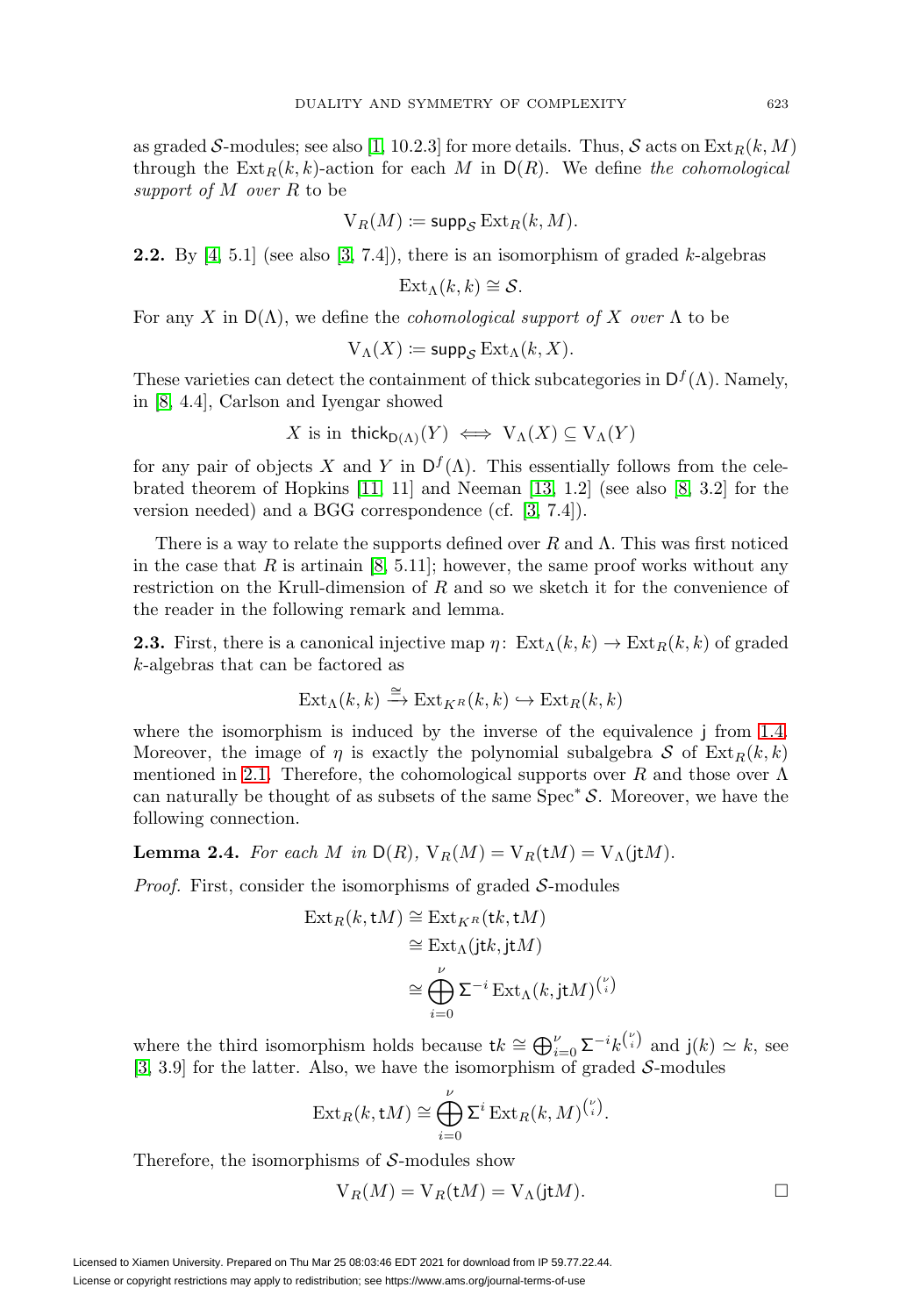as graded $\mathcal{S}$-modules; see also [1, 10.2.3] for more details. Thus, $\mathcal{S}$ acts on $\operatorname{Ext}_R(k, M)$ through the $\operatorname{Ext}_R(k,k)$-action for each $M$ in $\mathsf{D}(R)$. We define *the cohomological support of $M$ over $R$* to be

$$\mathrm{V}_R(M) := \operatorname{supp}_{\mathcal{S}} \operatorname{Ext}_R(k, M).$$

**2.2.** By [4, 5.1] (see also [3, 7.4]), there is an isomorphism of graded $k$-algebras

$$\operatorname{Ext}_\Lambda(k,k) \cong \mathcal{S}.$$

For any $X$ in $\mathsf{D}(\Lambda)$, we define the *cohomological support of $X$ over $\Lambda$* to be

$$\mathrm{V}_\Lambda(X) := \operatorname{supp}_{\mathcal{S}} \operatorname{Ext}_\Lambda(k, X).$$

These varieties can detect the containment of thick subcategories in $\mathsf{D}^f(\Lambda)$. Namely, in [8, 4.4], Carlson and Iyengar showed

$$X \text{ is in } \mathsf{thick}_{\mathsf{D}(\Lambda)}(Y) \iff \mathrm{V}_\Lambda(X) \subseteq \mathrm{V}_\Lambda(Y)$$

for any pair of objects $X$ and $Y$ in $\mathsf{D}^f(\Lambda)$. This essentially follows from the celebrated theorem of Hopkins [11, 11] and Neeman [13, 1.2] (see also [8, 3.2] for the version needed) and a BGG correspondence (cf. [3, 7.4]).

There is a way to relate the supports defined over $R$ and $\Lambda$. This was first noticed in the case that $R$ is artinain [8, 5.11]; however, the same proof works without any restriction on the Krull-dimension of $R$ and so we sketch it for the convenience of the reader in the following remark and lemma.

**2.3.** First, there is a canonical injective map $\eta\colon \operatorname{Ext}_\Lambda(k,k) \to \operatorname{Ext}_R(k,k)$ of graded $k$-algebras that can be factored as

$$\operatorname{Ext}_\Lambda(k,k) \xrightarrow{\cong} \operatorname{Ext}_{K^R}(k,k) \hookrightarrow \operatorname{Ext}_R(k,k)$$

where the isomorphism is induced by the inverse of the equivalence $\mathsf{j}$ from 1.4. Moreover, the image of $\eta$ is exactly the polynomial subalgebra $\mathcal{S}$ of $\operatorname{Ext}_R(k,k)$ mentioned in 2.1. Therefore, the cohomological supports over $R$ and those over $\Lambda$ can naturally be thought of as subsets of the same $\operatorname{Spec}^* \mathcal{S}$. Moreover, we have the following connection.

**Lemma 2.4.** *For each $M$ in $\mathsf{D}(R)$, $\mathrm{V}_R(M) = \mathrm{V}_R(\mathsf{t}M) = \mathrm{V}_\Lambda(\mathsf{j}\mathsf{t}M)$.*

*Proof.* First, consider the isomorphisms of graded $\mathcal{S}$-modules

$$\begin{aligned}
\operatorname{Ext}_R(k, \mathsf{t}M) &\cong \operatorname{Ext}_{K^R}(\mathsf{t}k, \mathsf{t}M)\\
&\cong \operatorname{Ext}_\Lambda(\mathsf{j}\mathsf{t}k, \mathsf{j}\mathsf{t}M)\\
&\cong \bigoplus_{i=0}^{\nu} \Sigma^{-i} \operatorname{Ext}_\Lambda(k, \mathsf{j}\mathsf{t}M)^{\binom{\nu}{i}}
\end{aligned}$$

where the third isomorphism holds because $\mathsf{t}k \cong \bigoplus_{i=0}^{\nu} \Sigma^{-i} k^{\binom{\nu}{i}}$ and $\mathsf{j}(k) \simeq k$, see [3, 3.9] for the latter. Also, we have the isomorphism of graded $\mathcal{S}$-modules

$$\operatorname{Ext}_R(k, \mathsf{t}M) \cong \bigoplus_{i=0}^{\nu} \Sigma^{i} \operatorname{Ext}_R(k, M)^{\binom{\nu}{i}}.$$

Therefore, the isomorphisms of $\mathcal{S}$-modules show

$$\mathrm{V}_R(M) = \mathrm{V}_R(\mathsf{t}M) = \mathrm{V}_\Lambda(\mathsf{j}\mathsf{t}M). \qquad \square$$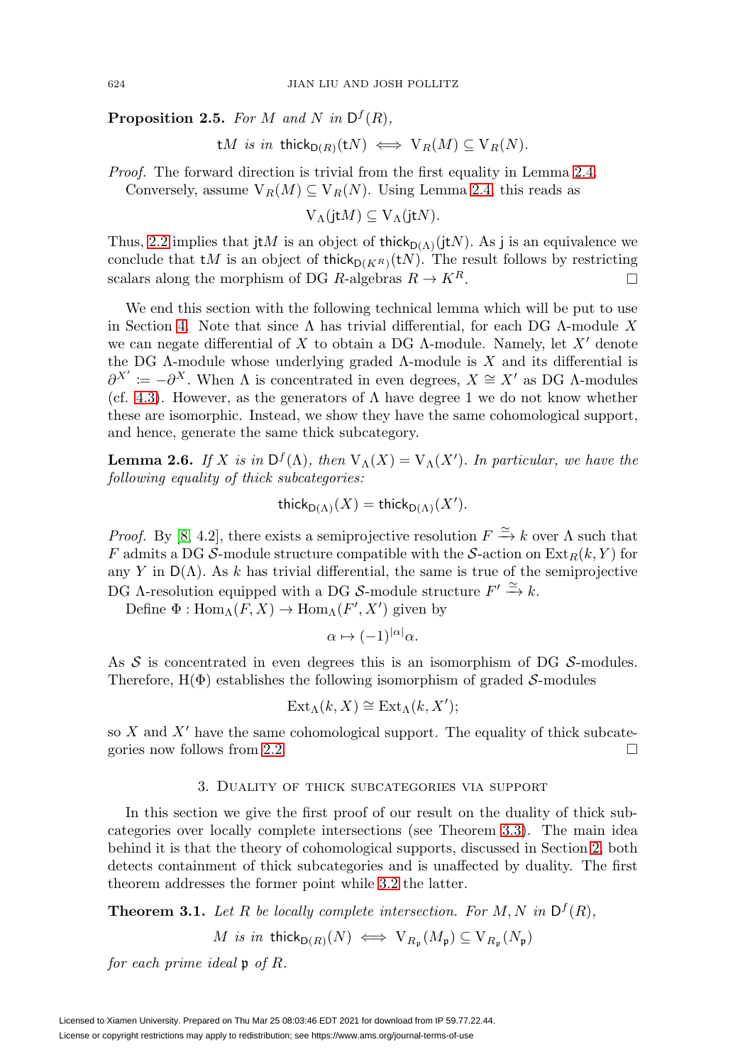**Proposition 2.5.** *For $M$ and $N$ in $\mathsf{D}^f(R)$,*

$$\mathsf{t}M \text{ is in } \mathsf{thick}_{\mathsf{D}(R)}(\mathsf{t}N) \iff \mathrm{V}_R(M) \subseteq \mathrm{V}_R(N).$$

*Proof.* The forward direction is trivial from the first equality in Lemma 2.4.

Conversely, assume $\mathrm{V}_R(M) \subseteq \mathrm{V}_R(N)$. Using Lemma 2.4, this reads as

$$\mathrm{V}_\Lambda(\mathsf{jt}M) \subseteq \mathrm{V}_\Lambda(\mathsf{jt}N).$$

Thus, 2.2 implies that $\mathsf{jt}M$ is an object of $\mathsf{thick}_{\mathsf{D}(\Lambda)}(\mathsf{jt}N)$. As $\mathsf{j}$ is an equivalence we conclude that $\mathsf{t}M$ is an object of $\mathsf{thick}_{\mathsf{D}(K^R)}(\mathsf{t}N)$. The result follows by restricting scalars along the morphism of DG $R$-algebras $R \to K^R$. □

We end this section with the following technical lemma which will be put to use in Section 4. Note that since $\Lambda$ has trivial differential, for each DG $\Lambda$-module $X$ we can negate differential of $X$ to obtain a DG $\Lambda$-module. Namely, let $X'$ denote the DG $\Lambda$-module whose underlying graded $\Lambda$-module is $X$ and its differential is $\partial^{X'} := -\partial^X$. When $\Lambda$ is concentrated in even degrees, $X \cong X'$ as DG $\Lambda$-modules (cf. 4.3). However, as the generators of $\Lambda$ have degree 1 we do not know whether these are isomorphic. Instead, we show they have the same cohomological support, and hence, generate the same thick subcategory.

**Lemma 2.6.** *If $X$ is in $\mathsf{D}^f(\Lambda)$, then $\mathrm{V}_\Lambda(X) = \mathrm{V}_\Lambda(X')$. In particular, we have the following equality of thick subcategories:*

$$\mathsf{thick}_{\mathsf{D}(\Lambda)}(X) = \mathsf{thick}_{\mathsf{D}(\Lambda)}(X').$$

*Proof.* By [8, 4.2], there exists a semiprojective resolution $F \xrightarrow{\simeq} k$ over $\Lambda$ such that $F$ admits a DG $\mathcal{S}$-module structure compatible with the $\mathcal{S}$-action on $\mathrm{Ext}_R(k, Y)$ for any $Y$ in $\mathsf{D}(\Lambda)$. As $k$ has trivial differential, the same is true of the semiprojective DG $\Lambda$-resolution equipped with a DG $\mathcal{S}$-module structure $F' \xrightarrow{\simeq} k$.

Define $\Phi : \mathrm{Hom}_\Lambda(F, X) \to \mathrm{Hom}_\Lambda(F', X')$ given by

$$\alpha \mapsto (-1)^{|\alpha|}\alpha.$$

As $\mathcal{S}$ is concentrated in even degrees this is an isomorphism of DG $\mathcal{S}$-modules. Therefore, $\mathrm{H}(\Phi)$ establishes the following isomorphism of graded $\mathcal{S}$-modules

$$\mathrm{Ext}_\Lambda(k, X) \cong \mathrm{Ext}_\Lambda(k, X');$$

so $X$ and $X'$ have the same cohomological support. The equality of thick subcategories now follows from 2.2. □

## 3. Duality of thick subcategories via support

In this section we give the first proof of our result on the duality of thick subcategories over locally complete intersections (see Theorem 3.3). The main idea behind it is that the theory of cohomological supports, discussed in Section 2, both detects containment of thick subcategories and is unaffected by duality. The first theorem addresses the former point while 3.2 the latter.

**Theorem 3.1.** *Let $R$ be locally complete intersection. For $M, N$ in $\mathsf{D}^f(R)$,*

$$M \text{ is in } \mathsf{thick}_{\mathsf{D}(R)}(N) \iff \mathrm{V}_{R_\mathfrak{p}}(M_\mathfrak{p}) \subseteq \mathrm{V}_{R_\mathfrak{p}}(N_\mathfrak{p})$$

*for each prime ideal $\mathfrak{p}$ of $R$.*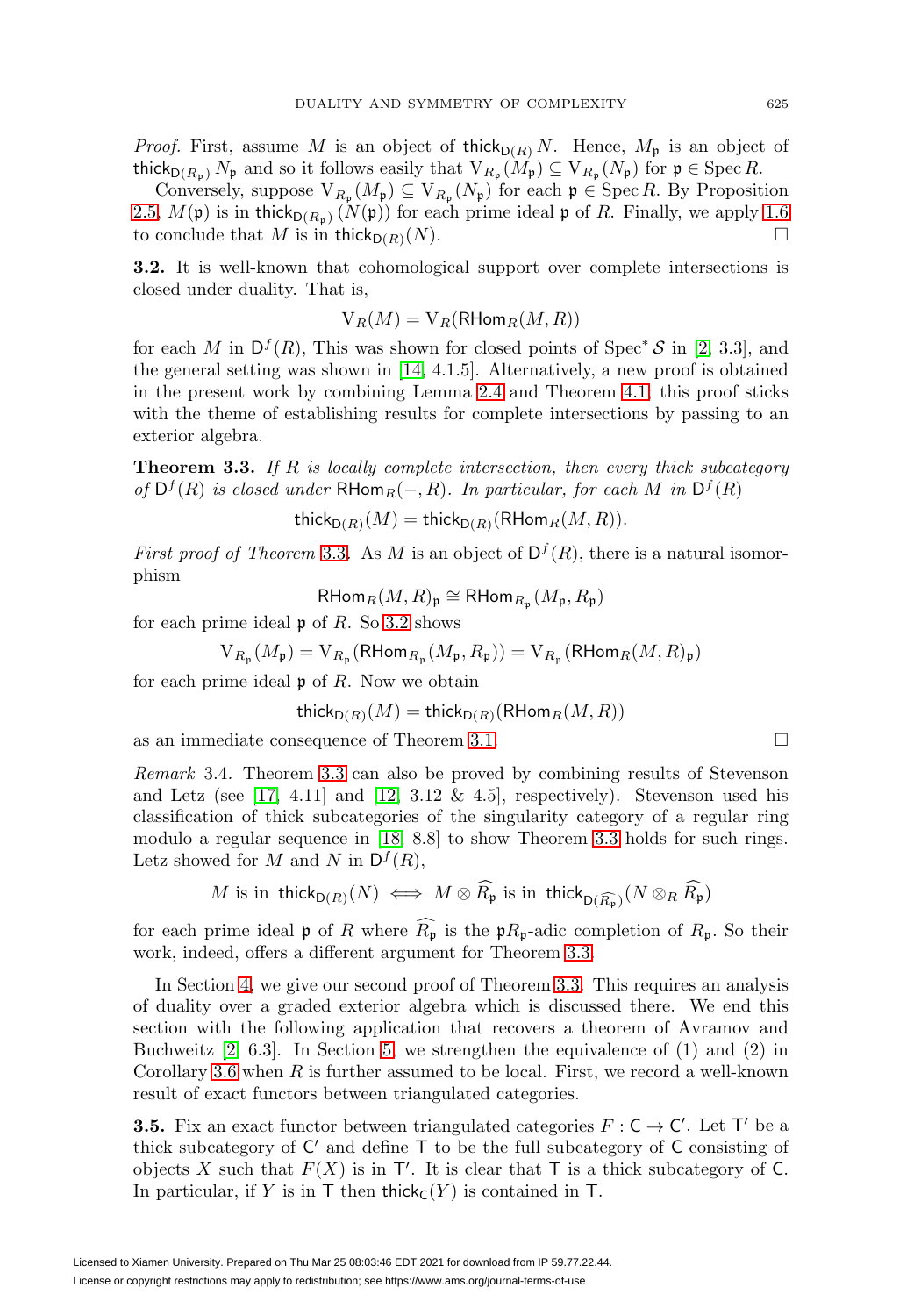*Proof.* First, assume $M$ is an object of $\mathsf{thick}_{\mathsf{D}(R)} N$. Hence, $M_{\mathfrak{p}}$ is an object of $\mathsf{thick}_{\mathsf{D}(R_{\mathfrak{p}})} N_{\mathfrak{p}}$ and so it follows easily that $\mathrm{V}_{R_{\mathfrak{p}}}(M_{\mathfrak{p}}) \subseteq \mathrm{V}_{R_{\mathfrak{p}}}(N_{\mathfrak{p}})$ for $\mathfrak{p} \in \operatorname{Spec} R$.

Conversely, suppose $\mathrm{V}_{R_{\mathfrak{p}}}(M_{\mathfrak{p}}) \subseteq \mathrm{V}_{R_{\mathfrak{p}}}(N_{\mathfrak{p}})$ for each $\mathfrak{p} \in \operatorname{Spec} R$. By Proposition 2.5, $M(\mathfrak{p})$ is in $\mathsf{thick}_{\mathsf{D}(R_{\mathfrak{p}})}(N(\mathfrak{p}))$ for each prime ideal $\mathfrak{p}$ of $R$. Finally, we apply 1.6 to conclude that $M$ is in $\mathsf{thick}_{\mathsf{D}(R)}(N)$. $\square$

**3.2.** It is well-known that cohomological support over complete intersections is closed under duality. That is,

$$\mathrm{V}_R(M) = \mathrm{V}_R(\mathsf{RHom}_R(M, R))$$

for each $M$ in $\mathsf{D}^f(R)$, This was shown for closed points of $\operatorname{Spec}^* \mathcal{S}$ in [2, 3.3], and the general setting was shown in [14, 4.1.5]. Alternatively, a new proof is obtained in the present work by combining Lemma 2.4 and Theorem 4.1; this proof sticks with the theme of establishing results for complete intersections by passing to an exterior algebra.

**Theorem 3.3.** *If $R$ is locally complete intersection, then every thick subcategory of $\mathsf{D}^f(R)$ is closed under $\mathsf{RHom}_R(-, R)$. In particular, for each $M$ in $\mathsf{D}^f(R)$*

$$\mathsf{thick}_{\mathsf{D}(R)}(M) = \mathsf{thick}_{\mathsf{D}(R)}(\mathsf{RHom}_R(M, R)).$$

*First proof of Theorem* 3.3. As $M$ is an object of $\mathsf{D}^f(R)$, there is a natural isomorphism

$$\mathsf{RHom}_R(M, R)_{\mathfrak{p}} \cong \mathsf{RHom}_{R_{\mathfrak{p}}}(M_{\mathfrak{p}}, R_{\mathfrak{p}})$$

for each prime ideal $\mathfrak{p}$ of $R$. So 3.2 shows

$$\mathrm{V}_{R_{\mathfrak{p}}}(M_{\mathfrak{p}}) = \mathrm{V}_{R_{\mathfrak{p}}}(\mathsf{RHom}_{R_{\mathfrak{p}}}(M_{\mathfrak{p}}, R_{\mathfrak{p}})) = \mathrm{V}_{R_{\mathfrak{p}}}(\mathsf{RHom}_R(M, R)_{\mathfrak{p}})$$

for each prime ideal $\mathfrak{p}$ of $R$. Now we obtain

$$\mathsf{thick}_{\mathsf{D}(R)}(M) = \mathsf{thick}_{\mathsf{D}(R)}(\mathsf{RHom}_R(M, R))$$

as an immediate consequence of Theorem 3.1. $\square$

*Remark* 3.4. Theorem 3.3 can also be proved by combining results of Stevenson and Letz (see [17, 4.11] and [12, 3.12 & 4.5], respectively). Stevenson used his classification of thick subcategories of the singularity category of a regular ring modulo a regular sequence in [18, 8.8] to show Theorem 3.3 holds for such rings. Letz showed for $M$ and $N$ in $\mathsf{D}^f(R)$,

$$M \text{ is in } \mathsf{thick}_{\mathsf{D}(R)}(N) \iff M \otimes \widehat{R_{\mathfrak{p}}} \text{ is in } \mathsf{thick}_{\mathsf{D}(\widehat{R_{\mathfrak{p}}})}(N \otimes_R \widehat{R_{\mathfrak{p}}})$$

for each prime ideal $\mathfrak{p}$ of $R$ where $\widehat{R_{\mathfrak{p}}}$ is the $\mathfrak{p}R_{\mathfrak{p}}$-adic completion of $R_{\mathfrak{p}}$. So their work, indeed, offers a different argument for Theorem 3.3.

In Section 4, we give our second proof of Theorem 3.3. This requires an analysis of duality over a graded exterior algebra which is discussed there. We end this section with the following application that recovers a theorem of Avramov and Buchweitz [2, 6.3]. In Section 5, we strengthen the equivalence of (1) and (2) in Corollary 3.6 when $R$ is further assumed to be local. First, we record a well-known result of exact functors between triangulated categories.

**3.5.** Fix an exact functor between triangulated categories $F : \mathsf{C} \to \mathsf{C}'$. Let $\mathsf{T}'$ be a thick subcategory of $\mathsf{C}'$ and define $\mathsf{T}$ to be the full subcategory of $\mathsf{C}$ consisting of objects $X$ such that $F(X)$ is in $\mathsf{T}'$. It is clear that $\mathsf{T}$ is a thick subcategory of $\mathsf{C}$. In particular, if $Y$ is in $\mathsf{T}$ then $\mathsf{thick}_{\mathsf{C}}(Y)$ is contained in $\mathsf{T}$.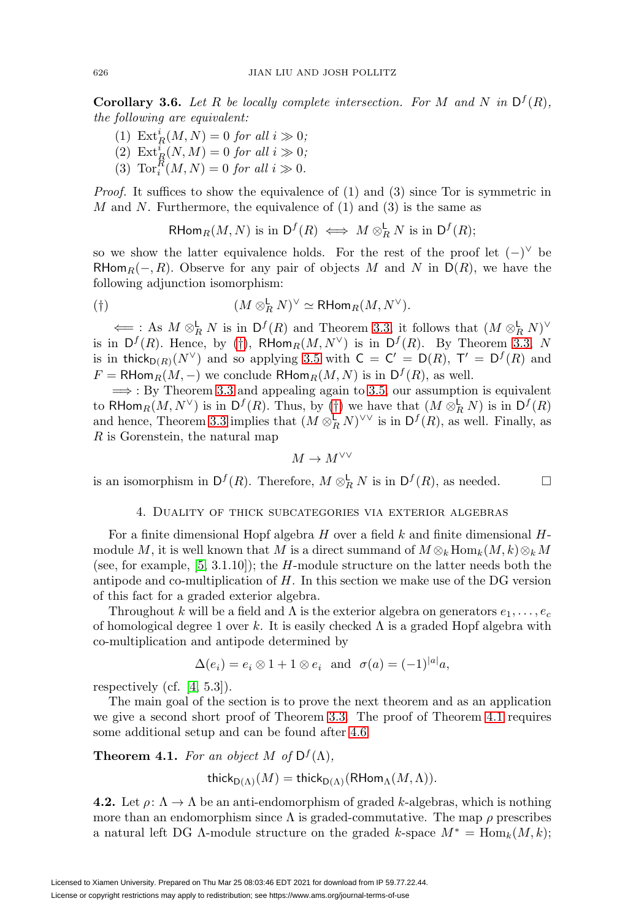**Corollary 3.6.** *Let $R$ be locally complete intersection. For $M$ and $N$ in $\mathsf{D}^f(R)$, the following are equivalent:*

1. $\operatorname{Ext}^i_R(M,N) = 0$ *for all* $i \gg 0$*;*
2. $\operatorname{Ext}^i_R(N,M) = 0$ *for all* $i \gg 0$*;*
3. $\operatorname{Tor}^R_i(M,N) = 0$ *for all* $i \gg 0$*.*

*Proof.* It suffices to show the equivalence of (1) and (3) since Tor is symmetric in $M$ and $N$. Furthermore, the equivalence of (1) and (3) is the same as

$$\mathsf{RHom}_R(M,N) \text{ is in } \mathsf{D}^f(R) \iff M \otimes^{\mathsf{L}}_R N \text{ is in } \mathsf{D}^f(R);$$

so we show the latter equivalence holds. For the rest of the proof let $(-)^\vee$ be $\mathsf{RHom}_R(-,R)$. Observe for any pair of objects $M$ and $N$ in $\mathsf{D}(R)$, we have the following adjunction isomorphism:

$$(\dagger) \qquad (M \otimes^{\mathsf{L}}_R N)^\vee \simeq \mathsf{RHom}_R(M, N^\vee).$$

$\Longleftarrow$ : As $M \otimes^{\mathsf{L}}_R N$ is in $\mathsf{D}^f(R)$ and Theorem 3.3, it follows that $(M \otimes^{\mathsf{L}}_R N)^\vee$ is in $\mathsf{D}^f(R)$. Hence, by ($\dagger$), $\mathsf{RHom}_R(M, N^\vee)$ is in $\mathsf{D}^f(R)$. By Theorem 3.3, $N$ is in $\mathsf{thick}_{\mathsf{D}(R)}(N^\vee)$ and so applying 3.5 with $\mathsf{C} = \mathsf{C}' = \mathsf{D}(R)$, $\mathsf{T}' = \mathsf{D}^f(R)$ and $F = \mathsf{RHom}_R(M,-)$ we conclude $\mathsf{RHom}_R(M,N)$ is in $\mathsf{D}^f(R)$, as well.

$\Longrightarrow$ : By Theorem 3.3 and appealing again to 3.5, our assumption is equivalent to $\mathsf{RHom}_R(M, N^\vee)$ is in $\mathsf{D}^f(R)$. Thus, by ($\dagger$) we have that $(M \otimes^{\mathsf{L}}_R N)$ is in $\mathsf{D}^f(R)$ and hence, Theorem 3.3 implies that $(M \otimes^{\mathsf{L}}_R N)^{\vee\vee}$ is in $\mathsf{D}^f(R)$, as well. Finally, as $R$ is Gorenstein, the natural map

$$M \to M^{\vee\vee}$$

is an isomorphism in $\mathsf{D}^f(R)$. Therefore, $M \otimes^{\mathsf{L}}_R N$ is in $\mathsf{D}^f(R)$, as needed. $\square$

## 4. Duality of thick subcategories via exterior algebras

For a finite dimensional Hopf algebra $H$ over a field $k$ and finite dimensional $H$-module $M$, it is well known that $M$ is a direct summand of $M \otimes_k \operatorname{Hom}_k(M,k) \otimes_k M$ (see, for example, [5, 3.1.10]); the $H$-module structure on the latter needs both the antipode and co-multiplication of $H$. In this section we make use of the DG version of this fact for a graded exterior algebra.

Throughout $k$ will be a field and $\Lambda$ is the exterior algebra on generators $e_1, \ldots, e_c$ of homological degree 1 over $k$. It is easily checked $\Lambda$ is a graded Hopf algebra with co-multiplication and antipode determined by

$$\Delta(e_i) = e_i \otimes 1 + 1 \otimes e_i \quad \text{and} \quad \sigma(a) = (-1)^{|a|}a,$$

respectively (cf. [4, 5.3]).

The main goal of the section is to prove the next theorem and as an application we give a second short proof of Theorem 3.3. The proof of Theorem 4.1 requires some additional setup and can be found after 4.6.

**Theorem 4.1.** *For an object $M$ of $\mathsf{D}^f(\Lambda)$,*

$$\mathsf{thick}_{\mathsf{D}(\Lambda)}(M) = \mathsf{thick}_{\mathsf{D}(\Lambda)}(\mathsf{RHom}_\Lambda(M,\Lambda)).$$

**4.2.** Let $\rho\colon \Lambda \to \Lambda$ be an anti-endomorphism of graded $k$-algebras, which is nothing more than an endomorphism since $\Lambda$ is graded-commutative. The map $\rho$ prescribes a natural left DG $\Lambda$-module structure on the graded $k$-space $M^* = \operatorname{Hom}_k(M,k)$;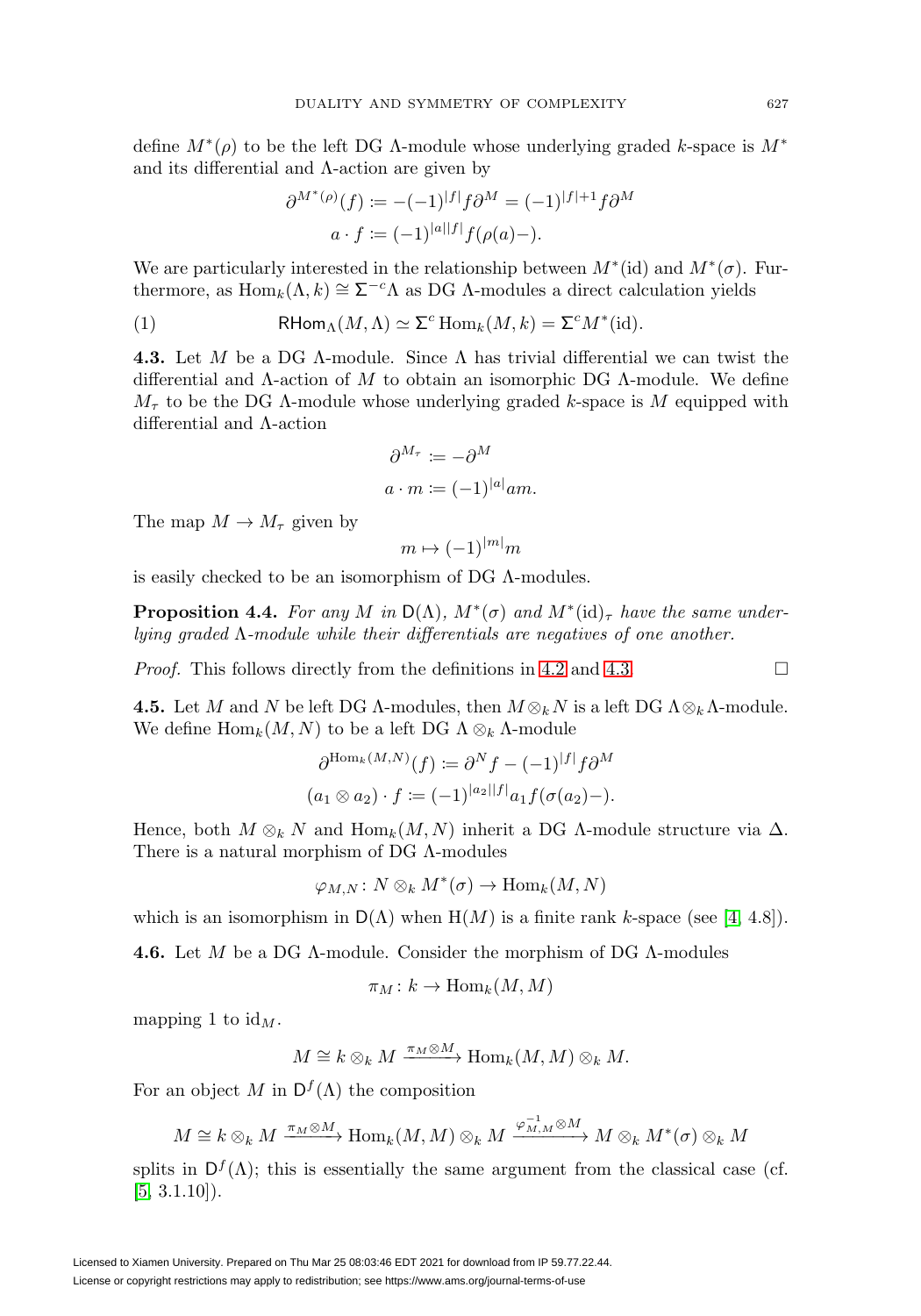define $M^*(\rho)$ to be the left DG $\Lambda$-module whose underlying graded $k$-space is $M^*$ and its differential and $\Lambda$-action are given by

$$\partial^{M^*(\rho)}(f) := -(-1)^{|f|} f\partial^M = (-1)^{|f|+1} f\partial^M$$
$$a \cdot f := (-1)^{|a||f|} f(\rho(a)-).$$

We are particularly interested in the relationship between $M^*(\mathrm{id})$ and $M^*(\sigma)$. Furthermore, as $\mathrm{Hom}_k(\Lambda, k) \cong \Sigma^{-c}\Lambda$ as DG $\Lambda$-modules a direct calculation yields

$$\mathsf{RHom}_\Lambda(M, \Lambda) \simeq \Sigma^c \,\mathrm{Hom}_k(M, k) = \Sigma^c M^*(\mathrm{id}). \tag{1}$$

**4.3.** Let $M$ be a DG $\Lambda$-module. Since $\Lambda$ has trivial differential we can twist the differential and $\Lambda$-action of $M$ to obtain an isomorphic DG $\Lambda$-module. We define $M_\tau$ to be the DG $\Lambda$-module whose underlying graded $k$-space is $M$ equipped with differential and $\Lambda$-action

$$\partial^{M_\tau} := -\partial^M$$
$$a \cdot m := (-1)^{|a|} am.$$

The map $M \to M_\tau$ given by

$$m \mapsto (-1)^{|m|} m$$

is easily checked to be an isomorphism of DG $\Lambda$-modules.

**Proposition 4.4.** *For any $M$ in $\mathsf{D}(\Lambda)$, $M^*(\sigma)$ and $M^*(\mathrm{id})_\tau$ have the same underlying graded $\Lambda$-module while their differentials are negatives of one another.*

*Proof.* This follows directly from the definitions in 4.2 and 4.3. □

**4.5.** Let $M$ and $N$ be left DG $\Lambda$-modules, then $M \otimes_k N$ is a left DG $\Lambda \otimes_k \Lambda$-module. We define $\mathrm{Hom}_k(M, N)$ to be a left DG $\Lambda \otimes_k \Lambda$-module

$$\partial^{\mathrm{Hom}_k(M,N)}(f) := \partial^N f - (-1)^{|f|} f\partial^M$$
$$(a_1 \otimes a_2) \cdot f := (-1)^{|a_2||f|} a_1 f(\sigma(a_2)-).$$

Hence, both $M \otimes_k N$ and $\mathrm{Hom}_k(M, N)$ inherit a DG $\Lambda$-module structure via $\Delta$. There is a natural morphism of DG $\Lambda$-modules

$$\varphi_{M,N} \colon N \otimes_k M^*(\sigma) \to \mathrm{Hom}_k(M, N)$$

which is an isomorphism in $\mathsf{D}(\Lambda)$ when $\mathrm{H}(M)$ is a finite rank $k$-space (see [4, 4.8]).

**4.6.** Let $M$ be a DG $\Lambda$-module. Consider the morphism of DG $\Lambda$-modules

$$\pi_M \colon k \to \mathrm{Hom}_k(M, M)$$

mapping 1 to $\mathrm{id}_M$.

$$M \cong k \otimes_k M \xrightarrow{\pi_M \otimes M} \mathrm{Hom}_k(M, M) \otimes_k M.$$

For an object $M$ in $\mathsf{D}^f(\Lambda)$ the composition

$$M \cong k \otimes_k M \xrightarrow{\pi_M \otimes M} \mathrm{Hom}_k(M, M) \otimes_k M \xrightarrow{\varphi^{-1}_{M,M} \otimes M} M \otimes_k M^*(\sigma) \otimes_k M$$

splits in $\mathsf{D}^f(\Lambda)$; this is essentially the same argument from the classical case (cf. [5, 3.1.10]).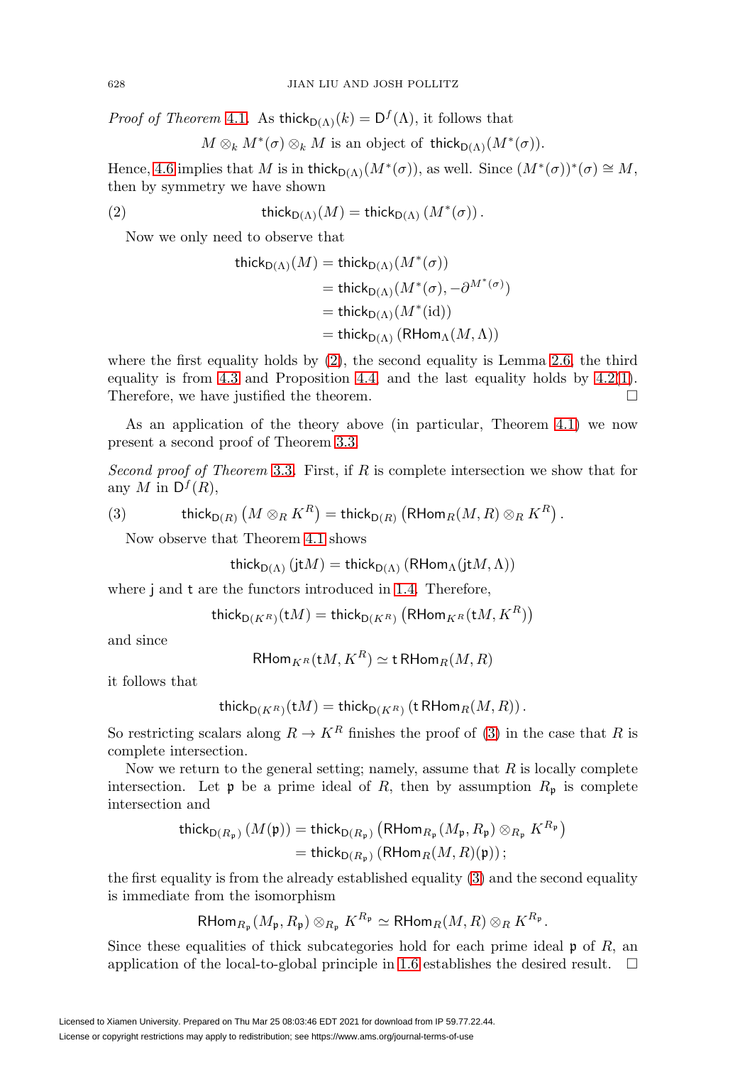*Proof of Theorem* 4.1. As $\mathsf{thick}_{\mathsf{D}(\Lambda)}(k) = \mathsf{D}^f(\Lambda)$, it follows that

$$M \otimes_k M^*(\sigma) \otimes_k M \text{ is an object of } \mathsf{thick}_{\mathsf{D}(\Lambda)}(M^*(\sigma)).$$

Hence, 4.6 implies that $M$ is in $\mathsf{thick}_{\mathsf{D}(\Lambda)}(M^*(\sigma))$, as well. Since $(M^*(\sigma))^*(\sigma) \cong M$, then by symmetry we have shown

$$\mathsf{thick}_{\mathsf{D}(\Lambda)}(M) = \mathsf{thick}_{\mathsf{D}(\Lambda)}\left(M^*(\sigma)\right). \tag{2}$$

Now we only need to observe that

$$\begin{aligned}
\mathsf{thick}_{\mathsf{D}(\Lambda)}(M) &= \mathsf{thick}_{\mathsf{D}(\Lambda)}(M^*(\sigma)) \\
&= \mathsf{thick}_{\mathsf{D}(\Lambda)}(M^*(\sigma), -\partial^{M^*(\sigma)}) \\
&= \mathsf{thick}_{\mathsf{D}(\Lambda)}(M^*(\mathrm{id})) \\
&= \mathsf{thick}_{\mathsf{D}(\Lambda)}\left(\mathsf{RHom}_\Lambda(M, \Lambda)\right)
\end{aligned}$$

where the first equality holds by (2), the second equality is Lemma 2.6, the third equality is from 4.3 and Proposition 4.4, and the last equality holds by 4.2(1). Therefore, we have justified the theorem. $\square$

As an application of the theory above (in particular, Theorem 4.1) we now present a second proof of Theorem 3.3.

*Second proof of Theorem* 3.3. First, if $R$ is complete intersection we show that for any $M$ in $\mathsf{D}^f(R)$,

$$\mathsf{thick}_{\mathsf{D}(R)}\left(M \otimes_R K^R\right) = \mathsf{thick}_{\mathsf{D}(R)}\left(\mathsf{RHom}_R(M, R) \otimes_R K^R\right). \tag{3}$$

Now observe that Theorem 4.1 shows

$$\mathsf{thick}_{\mathsf{D}(\Lambda)}\left(\mathsf{j}\mathsf{t}M\right) = \mathsf{thick}_{\mathsf{D}(\Lambda)}\left(\mathsf{RHom}_\Lambda(\mathsf{j}\mathsf{t}M, \Lambda)\right)$$

where $\mathsf{j}$ and $\mathsf{t}$ are the functors introduced in 1.4. Therefore,

$$\mathsf{thick}_{\mathsf{D}(K^R)}(\mathsf{t}M) = \mathsf{thick}_{\mathsf{D}(K^R)}\left(\mathsf{RHom}_{K^R}(\mathsf{t}M, K^R)\right)$$

and since

$$\mathsf{RHom}_{K^R}(\mathsf{t}M, K^R) \simeq \mathsf{t}\,\mathsf{RHom}_R(M, R)$$

it follows that

$$\mathsf{thick}_{\mathsf{D}(K^R)}(\mathsf{t}M) = \mathsf{thick}_{\mathsf{D}(K^R)}\left(\mathsf{t}\,\mathsf{RHom}_R(M, R)\right).$$

So restricting scalars along $R \to K^R$ finishes the proof of (3) in the case that $R$ is complete intersection.

Now we return to the general setting; namely, assume that $R$ is locally complete intersection. Let $\mathfrak{p}$ be a prime ideal of $R$, then by assumption $R_\mathfrak{p}$ is complete intersection and

$$\begin{aligned}
\mathsf{thick}_{\mathsf{D}(R_\mathfrak{p})}\left(M(\mathfrak{p})\right) &= \mathsf{thick}_{\mathsf{D}(R_\mathfrak{p})}\left(\mathsf{RHom}_{R_\mathfrak{p}}(M_\mathfrak{p}, R_\mathfrak{p}) \otimes_{R_\mathfrak{p}} K^{R_\mathfrak{p}}\right) \\
&= \mathsf{thick}_{\mathsf{D}(R_\mathfrak{p})}\left(\mathsf{RHom}_R(M, R)(\mathfrak{p})\right);
\end{aligned}$$

the first equality is from the already established equality (3) and the second equality is immediate from the isomorphism

$$\mathsf{RHom}_{R_\mathfrak{p}}(M_\mathfrak{p}, R_\mathfrak{p}) \otimes_{R_\mathfrak{p}} K^{R_\mathfrak{p}} \simeq \mathsf{RHom}_R(M, R) \otimes_R K^{R_\mathfrak{p}}.$$

Since these equalities of thick subcategories hold for each prime ideal $\mathfrak{p}$ of $R$, an application of the local-to-global principle in 1.6 establishes the desired result. $\square$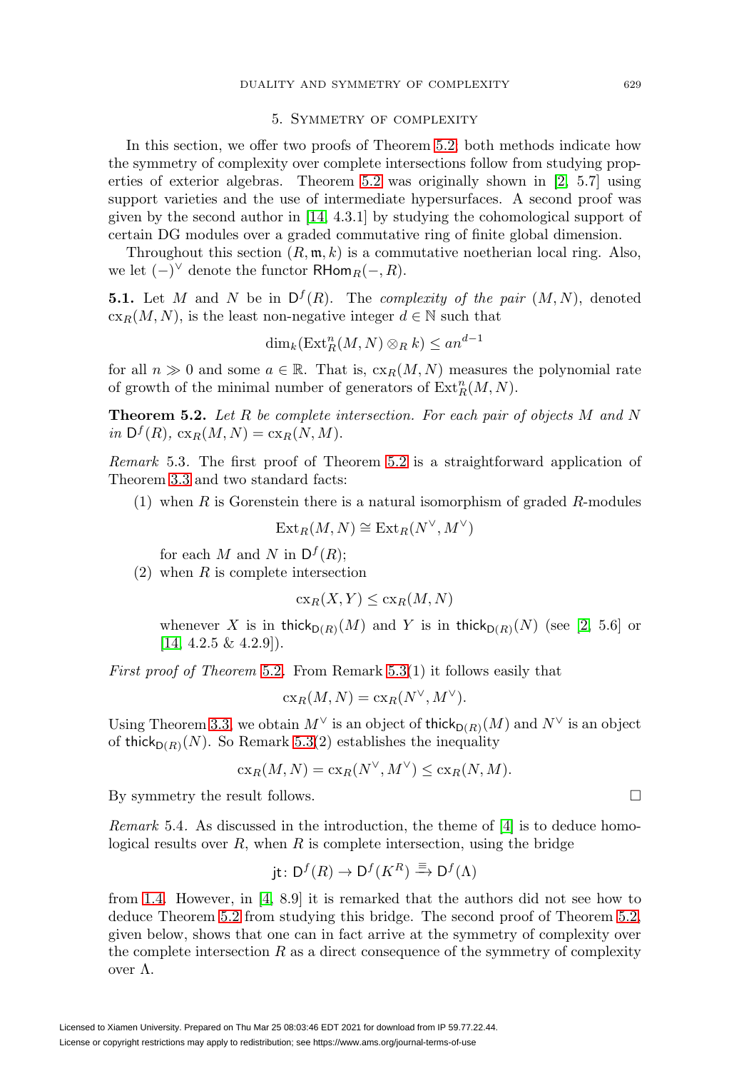## 5. Symmetry of complexity

In this section, we offer two proofs of Theorem 5.2; both methods indicate how the symmetry of complexity over complete intersections follow from studying properties of exterior algebras. Theorem 5.2 was originally shown in [2, 5.7] using support varieties and the use of intermediate hypersurfaces. A second proof was given by the second author in [14, 4.3.1] by studying the cohomological support of certain DG modules over a graded commutative ring of finite global dimension.

Throughout this section $(R, \mathfrak{m}, k)$ is a commutative noetherian local ring. Also, we let $(-)^\vee$ denote the functor $\mathsf{RHom}_R(-, R)$.

**5.1.** Let $M$ and $N$ be in $\mathsf{D}^f(R)$. The *complexity of the pair* $(M, N)$, denoted $\mathrm{cx}_R(M,N)$, is the least non-negative integer $d \in \mathbb{N}$ such that

$$\dim_k(\mathrm{Ext}^n_R(M,N) \otimes_R k) \leq an^{d-1}$$

for all $n \gg 0$ and some $a \in \mathbb{R}$. That is, $\mathrm{cx}_R(M,N)$ measures the polynomial rate of growth of the minimal number of generators of $\mathrm{Ext}^n_R(M,N)$.

**Theorem 5.2.** *Let $R$ be complete intersection. For each pair of objects $M$ and $N$ in $\mathsf{D}^f(R)$, $\mathrm{cx}_R(M,N) = \mathrm{cx}_R(N,M)$.*

*Remark* 5.3. The first proof of Theorem 5.2 is a straightforward application of Theorem 3.3 and two standard facts:

(1) when $R$ is Gorenstein there is a natural isomorphism of graded $R$-modules

$$\mathrm{Ext}_R(M,N) \cong \mathrm{Ext}_R(N^\vee, M^\vee)$$

for each $M$ and $N$ in $\mathsf{D}^f(R)$;

(2) when $R$ is complete intersection

$$\mathrm{cx}_R(X,Y) \leq \mathrm{cx}_R(M,N)$$

whenever $X$ is in $\mathsf{thick}_{\mathsf{D}(R)}(M)$ and $Y$ is in $\mathsf{thick}_{\mathsf{D}(R)}(N)$ (see [2, 5.6] or [14, 4.2.5 & 4.2.9]).

*First proof of Theorem* 5.2. From Remark 5.3(1) it follows easily that

$$\mathrm{cx}_R(M,N) = \mathrm{cx}_R(N^\vee, M^\vee).$$

Using Theorem 3.3, we obtain $M^\vee$ is an object of $\mathsf{thick}_{\mathsf{D}(R)}(M)$ and $N^\vee$ is an object of $\mathsf{thick}_{\mathsf{D}(R)}(N)$. So Remark 5.3(2) establishes the inequality

$$\mathrm{cx}_R(M,N) = \mathrm{cx}_R(N^\vee, M^\vee) \leq \mathrm{cx}_R(N,M).$$

By symmetry the result follows. □

*Remark* 5.4. As discussed in the introduction, the theme of [4] is to deduce homological results over $R$, when $R$ is complete intersection, using the bridge

$$\mathsf{jt}\colon \mathsf{D}^f(R) \to \mathsf{D}^f(K^R) \xrightarrow{\equiv} \mathsf{D}^f(\Lambda)$$

from 1.4. However, in [4, 8.9] it is remarked that the authors did not see how to deduce Theorem 5.2 from studying this bridge. The second proof of Theorem 5.2, given below, shows that one can in fact arrive at the symmetry of complexity over the complete intersection $R$ as a direct consequence of the symmetry of complexity over $\Lambda$.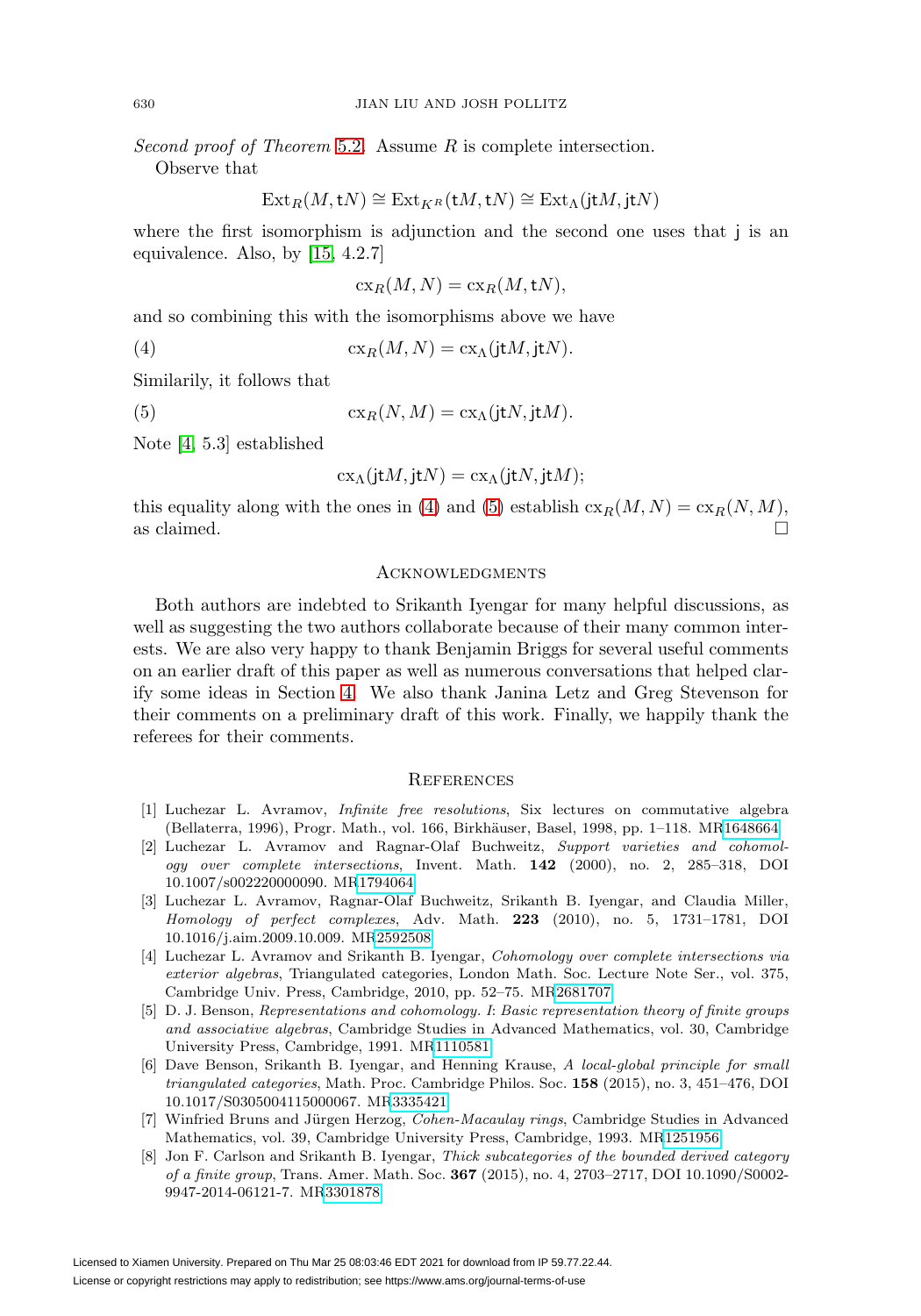*Second proof of Theorem* 5.2. Assume $R$ is complete intersection.

Observe that

$$\operatorname{Ext}_R(M, \mathsf{t}N) \cong \operatorname{Ext}_{K^R}(\mathsf{t}M, \mathsf{t}N) \cong \operatorname{Ext}_\Lambda(\mathsf{jt}M, \mathsf{jt}N)$$

where the first isomorphism is adjunction and the second one uses that $\mathsf{j}$ is an equivalence. Also, by [15, 4.2.7]

$$\operatorname{cx}_R(M, N) = \operatorname{cx}_R(M, \mathsf{t}N),$$

and so combining this with the isomorphisms above we have

$$\operatorname{cx}_R(M, N) = \operatorname{cx}_\Lambda(\mathsf{jt}M, \mathsf{jt}N). \tag{4}$$

Similarily, it follows that

$$\operatorname{cx}_R(N, M) = \operatorname{cx}_\Lambda(\mathsf{jt}N, \mathsf{jt}M). \tag{5}$$

Note [4, 5.3] established

$$\operatorname{cx}_\Lambda(\mathsf{jt}M, \mathsf{jt}N) = \operatorname{cx}_\Lambda(\mathsf{jt}N, \mathsf{jt}M);$$

this equality along with the ones in (4) and (5) establish $\operatorname{cx}_R(M, N) = \operatorname{cx}_R(N, M)$, as claimed. □

## Acknowledgments

Both authors are indebted to Srikanth Iyengar for many helpful discussions, as well as suggesting the two authors collaborate because of their many common interests. We are also very happy to thank Benjamin Briggs for several useful comments on an earlier draft of this paper as well as numerous conversations that helped clarify some ideas in Section 4. We also thank Janina Letz and Greg Stevenson for their comments on a preliminary draft of this work. Finally, we happily thank the referees for their comments.

## References

[1] Luchezar L. Avramov, *Infinite free resolutions*, Six lectures on commutative algebra (Bellaterra, 1996), Progr. Math., vol. 166, Birkhäuser, Basel, 1998, pp. 1–118. MR1648664

[2] Luchezar L. Avramov and Ragnar-Olaf Buchweitz, *Support varieties and cohomology over complete intersections*, Invent. Math. **142** (2000), no. 2, 285–318, DOI 10.1007/s002220000090. MR1794064

[3] Luchezar L. Avramov, Ragnar-Olaf Buchweitz, Srikanth B. Iyengar, and Claudia Miller, *Homology of perfect complexes*, Adv. Math. **223** (2010), no. 5, 1731–1781, DOI 10.1016/j.aim.2009.10.009. MR2592508

[4] Luchezar L. Avramov and Srikanth B. Iyengar, *Cohomology over complete intersections via exterior algebras*, Triangulated categories, London Math. Soc. Lecture Note Ser., vol. 375, Cambridge Univ. Press, Cambridge, 2010, pp. 52–75. MR2681707

[5] D. J. Benson, *Representations and cohomology. I: Basic representation theory of finite groups and associative algebras*, Cambridge Studies in Advanced Mathematics, vol. 30, Cambridge University Press, Cambridge, 1991. MR1110581

[6] Dave Benson, Srikanth B. Iyengar, and Henning Krause, *A local-global principle for small triangulated categories*, Math. Proc. Cambridge Philos. Soc. **158** (2015), no. 3, 451–476, DOI 10.1017/S0305004115000067. MR3335421

[7] Winfried Bruns and Jürgen Herzog, *Cohen-Macaulay rings*, Cambridge Studies in Advanced Mathematics, vol. 39, Cambridge University Press, Cambridge, 1993. MR1251956

[8] Jon F. Carlson and Srikanth B. Iyengar, *Thick subcategories of the bounded derived category of a finite group*, Trans. Amer. Math. Soc. **367** (2015), no. 4, 2703–2717, DOI 10.1090/S0002-9947-2014-06121-7. MR3301878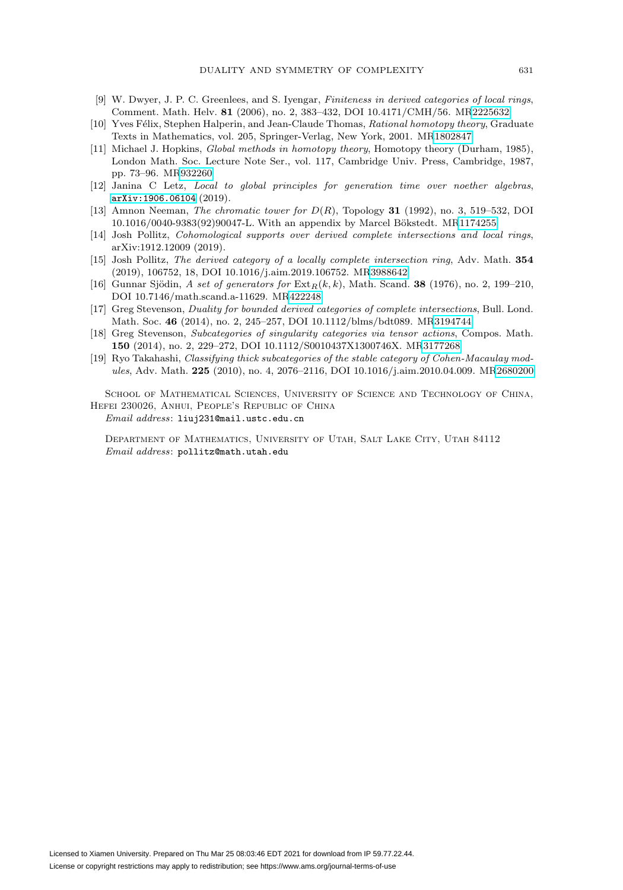[9] W. Dwyer, J. P. C. Greenlees, and S. Iyengar, *Finiteness in derived categories of local rings*, Comment. Math. Helv. **81** (2006), no. 2, 383–432, DOI 10.4171/CMH/56. MR2225632

[10] Yves Félix, Stephen Halperin, and Jean-Claude Thomas, *Rational homotopy theory*, Graduate Texts in Mathematics, vol. 205, Springer-Verlag, New York, 2001. MR1802847

[11] Michael J. Hopkins, *Global methods in homotopy theory*, Homotopy theory (Durham, 1985), London Math. Soc. Lecture Note Ser., vol. 117, Cambridge Univ. Press, Cambridge, 1987, pp. 73–96. MR932260

[12] Janina C Letz, *Local to global principles for generation time over noether algebras*, arXiv:1906.06104 (2019).

[13] Amnon Neeman, *The chromatic tower for $D(R)$*, Topology **31** (1992), no. 3, 519–532, DOI 10.1016/0040-9383(92)90047-L. With an appendix by Marcel Bökstedt. MR1174255

[14] Josh Pollitz, *Cohomological supports over derived complete intersections and local rings*, arXiv:1912.12009 (2019).

[15] Josh Pollitz, *The derived category of a locally complete intersection ring*, Adv. Math. **354** (2019), 106752, 18, DOI 10.1016/j.aim.2019.106752. MR3988642

[16] Gunnar Sjödin, *A set of generators for $\operatorname{Ext}_R(k,k)$*, Math. Scand. **38** (1976), no. 2, 199–210, DOI 10.7146/math.scand.a-11629. MR422248

[17] Greg Stevenson, *Duality for bounded derived categories of complete intersections*, Bull. Lond. Math. Soc. **46** (2014), no. 2, 245–257, DOI 10.1112/blms/bdt089. MR3194744

[18] Greg Stevenson, *Subcategories of singularity categories via tensor actions*, Compos. Math. **150** (2014), no. 2, 229–272, DOI 10.1112/S0010437X1300746X. MR3177268

[19] Ryo Takahashi, *Classifying thick subcategories of the stable category of Cohen-Macaulay modules*, Adv. Math. **225** (2010), no. 4, 2076–2116, DOI 10.1016/j.aim.2010.04.009. MR2680200

School of Mathematical Sciences, University of Science and Technology of China, Hefei 230026, Anhui, People's Republic of China

*Email address*: liuj231@mail.ustc.edu.cn

Department of Mathematics, University of Utah, Salt Lake City, Utah 84112

*Email address*: pollitz@math.utah.edu